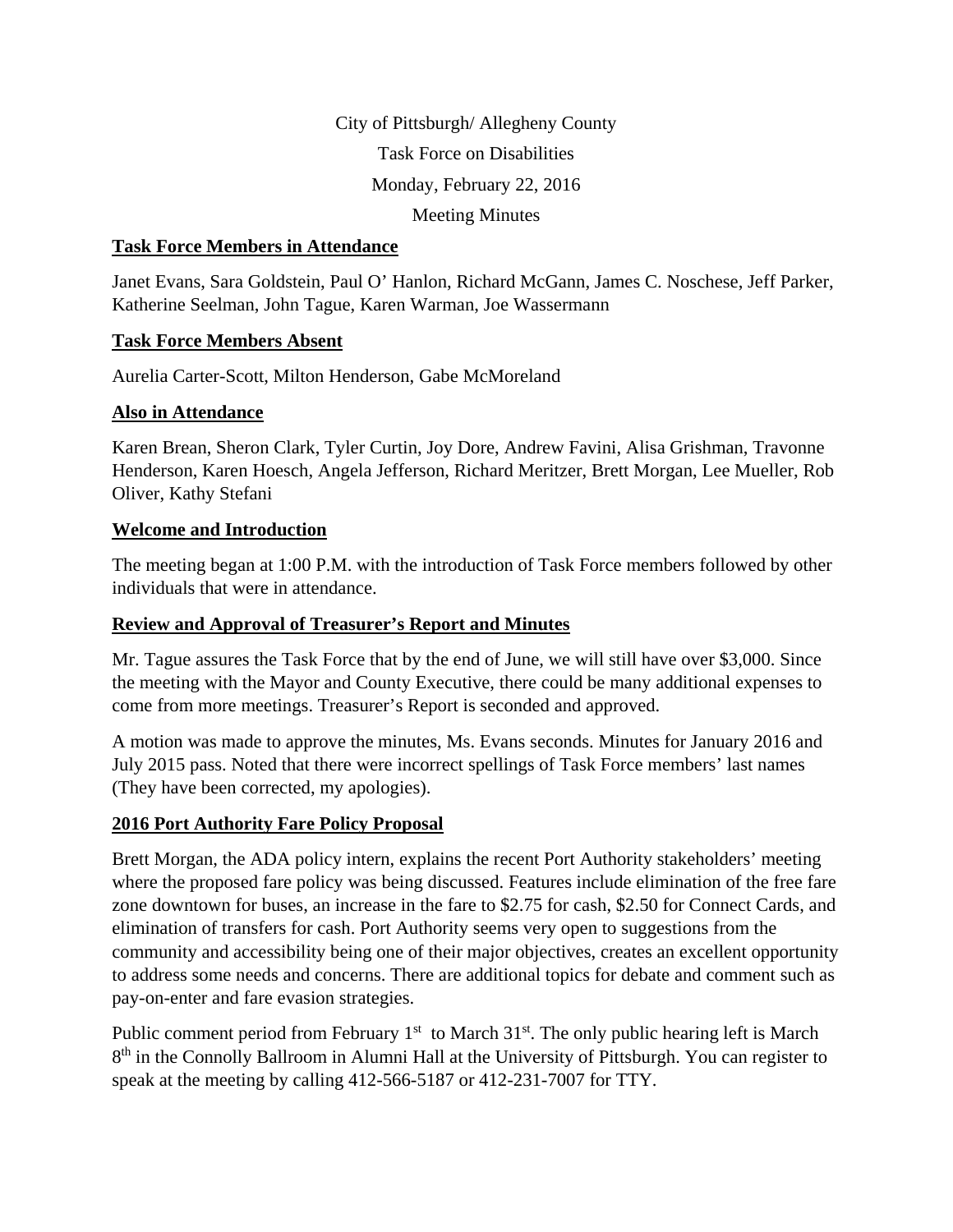City of Pittsburgh/ Allegheny County

Task Force on Disabilities

Monday, February 22, 2016

Meeting Minutes

**Task Force Members in Attendance**

Janet Evans, Sara Goldstein, Paul O' Hanlon, Richard McGann, James C. Noschese, Jeff Parker, Katherine Seelman, John Tague, Karen Warman, Joe Wassermann

**Task Force Members Absent**

Aurelia Carter-Scott, Milton Henderson, Gabe McMoreland

**Also in Attendance**

Karen Brean, Sheron Clark, Tyler Curtin, Joy Dore, Andrew Favini, Alisa Grishman, Travonne Henderson, Karen Hoesch, Angela Jefferson, Richard Meritzer, Brett Morgan, Lee Mueller, Rob Oliver, Kathy Stefani

**Welcome and Introduction**

The meeting began at 1:00 P.M. with the introduction of Task Force members followed by other individuals that were in attendance.

**Review and Approval of Treasurer's Report and Minutes**

Mr. Tague assures the Task Force that by the end of June, we will still have over $3,000. Since the meeting with the Mayor and County Executive, there could be many additional expenses to come from more meetings. Treasurer's Report is seconded and approved.

A motion was made to approve the minutes, Ms. Evans seconds. Minutes for January 2016 and July 2015 pass. Noted that there were incorrect spellings of Task Force members' last names (They have been corrected, my apologies).

**2016 Port Authority Fare Policy Proposal**

Brett Morgan, the ADA policy intern, explains the recent Port Authority stakeholders' meeting where the proposed fare policy was being discussed. Features include elimination of the free fare zone downtown for buses, an increase in the fare to $2.75 for cash, $2.50 for Connect Cards, and elimination of transfers for cash. Port Authority seems very open to suggestions from the community and accessibility being one of their major objectives, creates an excellent opportunity to address some needs and concerns. There are additional topics for debate and comment such as pay-on-enter and fare evasion strategies.

Public comment period from February 1st to March 31st. The only public hearing left is March 8th in the Connolly Ballroom in Alumni Hall at the University of Pittsburgh. You can register to speak at the meeting by calling 412-566-5187 or 412-231-7007 for TTY.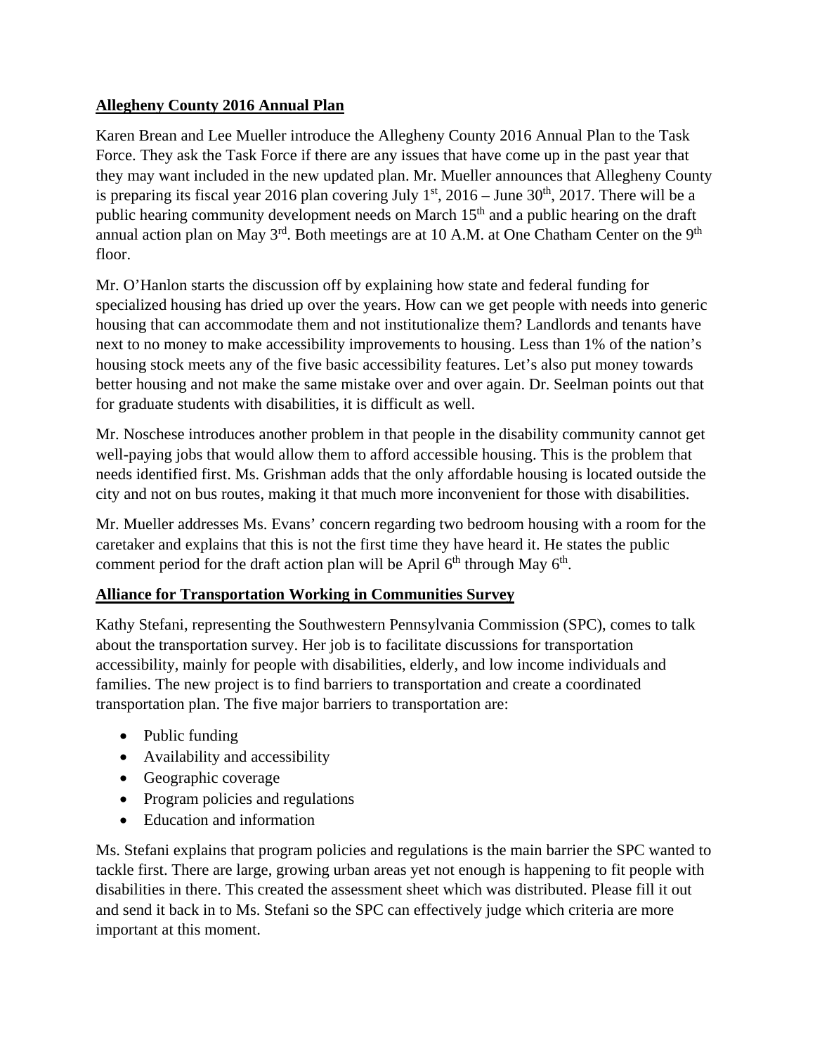## Allegheny County 2016 Annual Plan

Karen Brean and Lee Mueller introduce the Allegheny County 2016 Annual Plan to the Task Force. They ask the Task Force if there are any issues that have come up in the past year that they may want included in the new updated plan. Mr. Mueller announces that Allegheny County is preparing its fiscal year 2016 plan covering July 1st, 2016 – June 30th, 2017. There will be a public hearing community development needs on March 15th and a public hearing on the draft annual action plan on May 3rd. Both meetings are at 10 A.M. at One Chatham Center on the 9th floor.

Mr. O'Hanlon starts the discussion off by explaining how state and federal funding for specialized housing has dried up over the years. How can we get people with needs into generic housing that can accommodate them and not institutionalize them? Landlords and tenants have next to no money to make accessibility improvements to housing. Less than 1% of the nation's housing stock meets any of the five basic accessibility features. Let's also put money towards better housing and not make the same mistake over and over again. Dr. Seelman points out that for graduate students with disabilities, it is difficult as well.

Mr. Noschese introduces another problem in that people in the disability community cannot get well-paying jobs that would allow them to afford accessible housing. This is the problem that needs identified first. Ms. Grishman adds that the only affordable housing is located outside the city and not on bus routes, making it that much more inconvenient for those with disabilities.

Mr. Mueller addresses Ms. Evans' concern regarding two bedroom housing with a room for the caretaker and explains that this is not the first time they have heard it. He states the public comment period for the draft action plan will be April 6th through May 6th.

## Alliance for Transportation Working in Communities Survey

Kathy Stefani, representing the Southwestern Pennsylvania Commission (SPC), comes to talk about the transportation survey. Her job is to facilitate discussions for transportation accessibility, mainly for people with disabilities, elderly, and low income individuals and families. The new project is to find barriers to transportation and create a coordinated transportation plan. The five major barriers to transportation are:

- Public funding
- Availability and accessibility
- Geographic coverage
- Program policies and regulations
- Education and information

Ms. Stefani explains that program policies and regulations is the main barrier the SPC wanted to tackle first. There are large, growing urban areas yet not enough is happening to fit people with disabilities in there. This created the assessment sheet which was distributed. Please fill it out and send it back in to Ms. Stefani so the SPC can effectively judge which criteria are more important at this moment.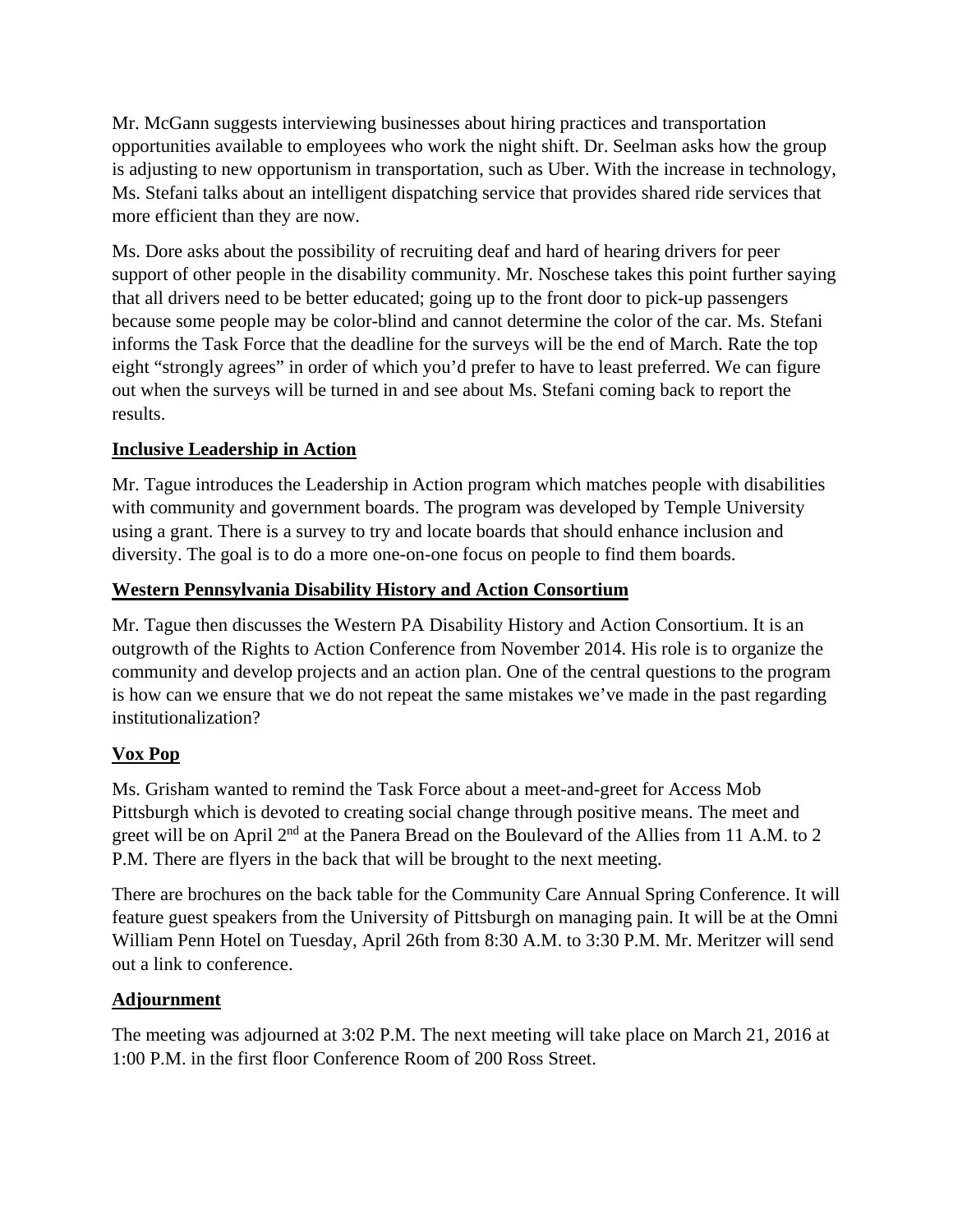Mr. McGann suggests interviewing businesses about hiring practices and transportation opportunities available to employees who work the night shift. Dr. Seelman asks how the group is adjusting to new opportunism in transportation, such as Uber. With the increase in technology, Ms. Stefani talks about an intelligent dispatching service that provides shared ride services that more efficient than they are now.

Ms. Dore asks about the possibility of recruiting deaf and hard of hearing drivers for peer support of other people in the disability community. Mr. Noschese takes this point further saying that all drivers need to be better educated; going up to the front door to pick-up passengers because some people may be color-blind and cannot determine the color of the car. Ms. Stefani informs the Task Force that the deadline for the surveys will be the end of March. Rate the top eight "strongly agrees" in order of which you'd prefer to have to least preferred. We can figure out when the surveys will be turned in and see about Ms. Stefani coming back to report the results.

## Inclusive Leadership in Action

Mr. Tague introduces the Leadership in Action program which matches people with disabilities with community and government boards. The program was developed by Temple University using a grant. There is a survey to try and locate boards that should enhance inclusion and diversity. The goal is to do a more one-on-one focus on people to find them boards.

## Western Pennsylvania Disability History and Action Consortium

Mr. Tague then discusses the Western PA Disability History and Action Consortium. It is an outgrowth of the Rights to Action Conference from November 2014. His role is to organize the community and develop projects and an action plan. One of the central questions to the program is how can we ensure that we do not repeat the same mistakes we've made in the past regarding institutionalization?

## Vox Pop

Ms. Grisham wanted to remind the Task Force about a meet-and-greet for Access Mob Pittsburgh which is devoted to creating social change through positive means. The meet and greet will be on April 2nd at the Panera Bread on the Boulevard of the Allies from 11 A.M. to 2 P.M. There are flyers in the back that will be brought to the next meeting.

There are brochures on the back table for the Community Care Annual Spring Conference. It will feature guest speakers from the University of Pittsburgh on managing pain. It will be at the Omni William Penn Hotel on Tuesday, April 26th from 8:30 A.M. to 3:30 P.M. Mr. Meritzer will send out a link to conference.

## Adjournment

The meeting was adjourned at 3:02 P.M. The next meeting will take place on March 21, 2016 at 1:00 P.M. in the first floor Conference Room of 200 Ross Street.